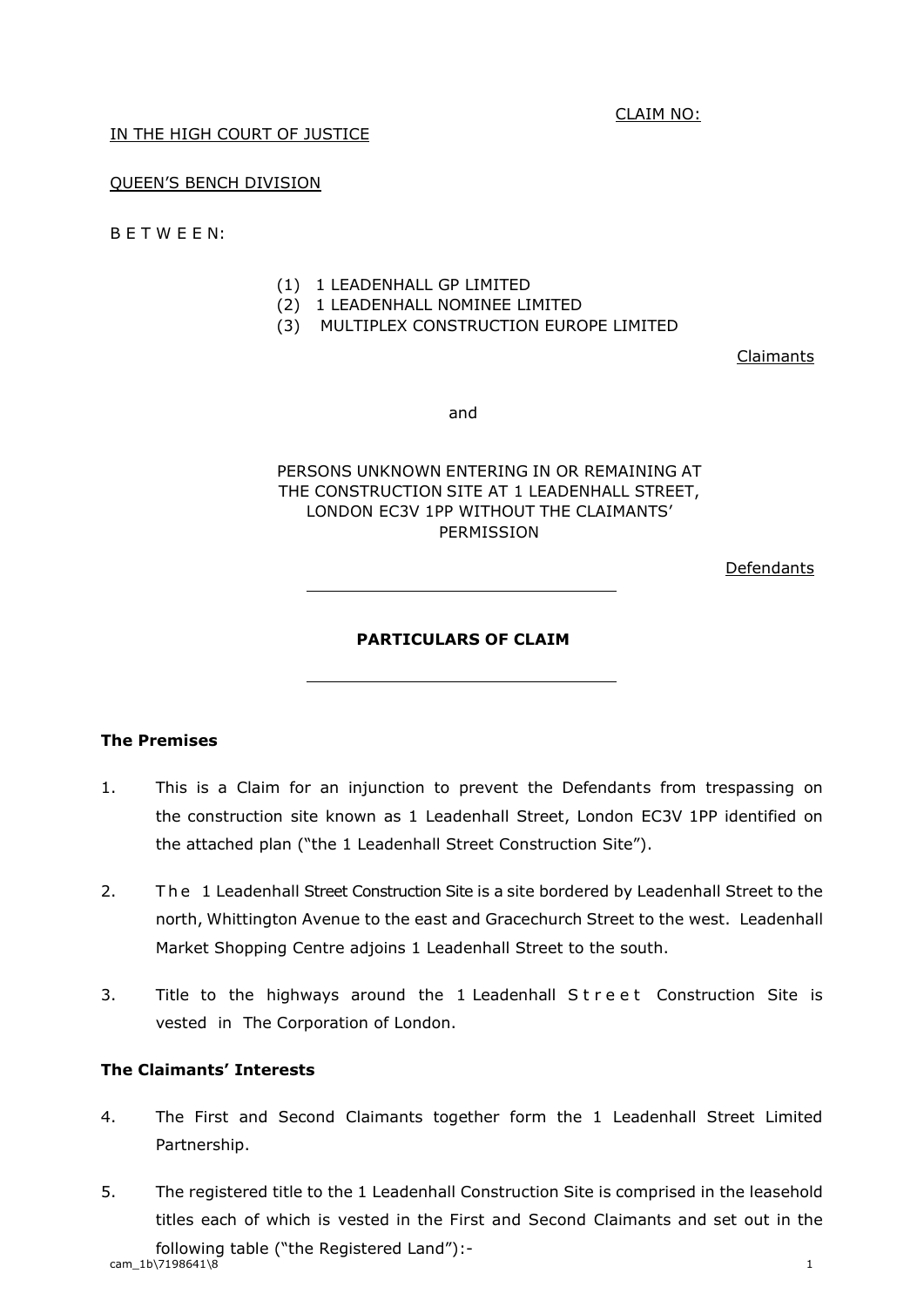CLAIM NO:

IN THE HIGH COURT OF JUSTICE

QUEEN'S BENCH DIVISION

B E T W E E N:

(1) 1 LEADENHALL GP LIMITED
(2) 1 LEADENHALL NOMINEE LIMITED
(3) MULTIPLEX CONSTRUCTION EUROPE LIMITED

Claimants

and

PERSONS UNKNOWN ENTERING IN OR REMAINING AT THE CONSTRUCTION SITE AT 1 LEADENHALL STREET, LONDON EC3V 1PP WITHOUT THE CLAIMANTS' PERMISSION

Defendants

---

**PARTICULARS OF CLAIM**

---

**The Premises**

1. This is a Claim for an injunction to prevent the Defendants from trespassing on the construction site known as 1 Leadenhall Street, London EC3V 1PP identified on the attached plan ("the 1 Leadenhall Street Construction Site").

2. The 1 Leadenhall Street Construction Site is a site bordered by Leadenhall Street to the north, Whittington Avenue to the east and Gracechurch Street to the west. Leadenhall Market Shopping Centre adjoins 1 Leadenhall Street to the south.

3. Title to the highways around the 1 Leadenhall Street Construction Site is vested in The Corporation of London.

**The Claimants' Interests**

4. The First and Second Claimants together form the 1 Leadenhall Street Limited Partnership.

5. The registered title to the 1 Leadenhall Construction Site is comprised in the leasehold titles each of which is vested in the First and Second Claimants and set out in the following table ("the Registered Land"):-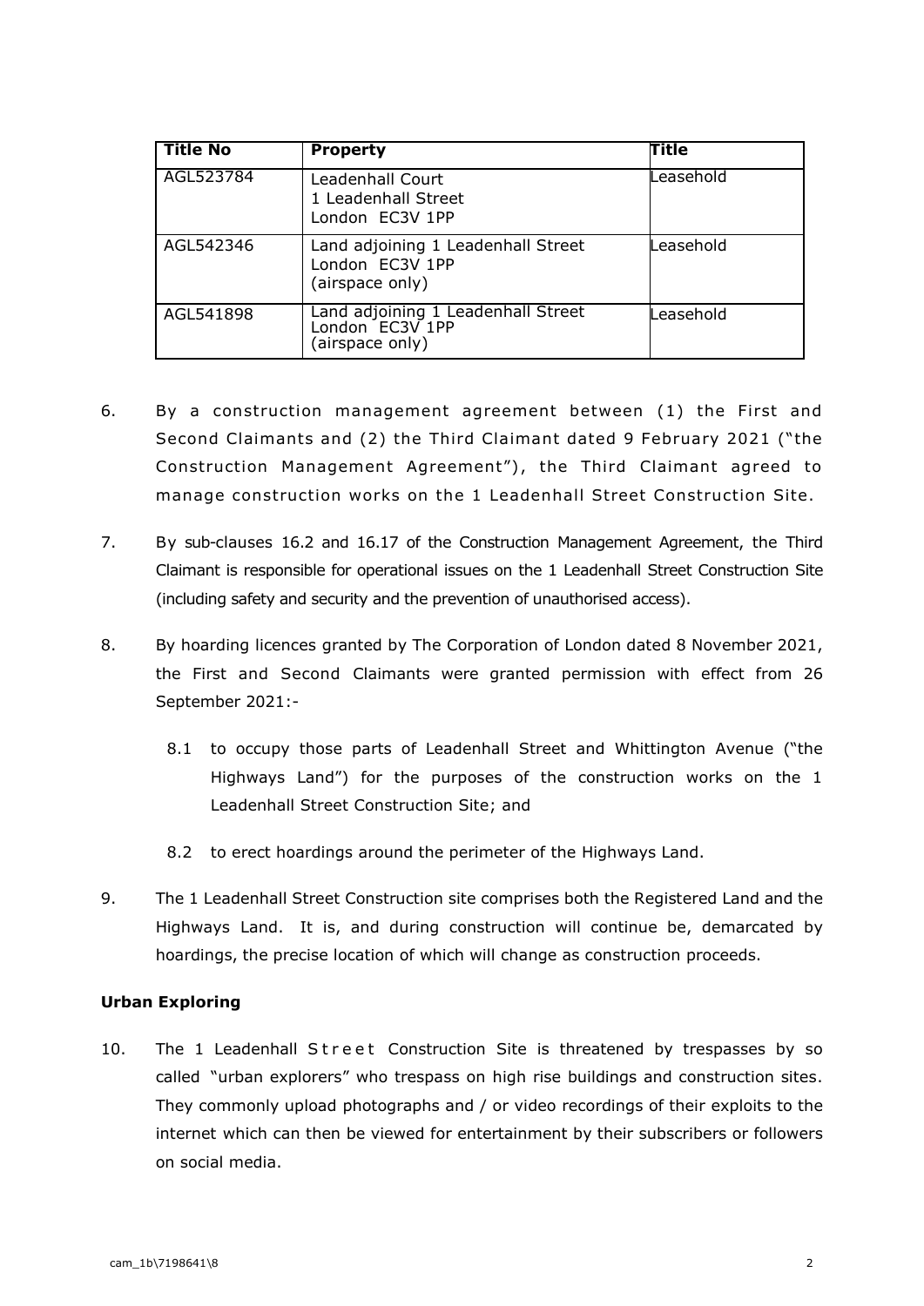| Title No | Property | Title |
|---|---|---|
| AGL523784 | Leadenhall Court<br>1 Leadenhall Street<br>London EC3V 1PP | Leasehold |
| AGL542346 | Land adjoining 1 Leadenhall Street<br>London EC3V 1PP<br>(airspace only) | Leasehold |
| AGL541898 | Land adjoining 1 Leadenhall Street<br>London EC3V 1PP<br>(airspace only) | Leasehold |

6. By a construction management agreement between (1) the First and Second Claimants and (2) the Third Claimant dated 9 February 2021 ("the Construction Management Agreement"), the Third Claimant agreed to manage construction works on the 1 Leadenhall Street Construction Site.

7. By sub-clauses 16.2 and 16.17 of the Construction Management Agreement, the Third Claimant is responsible for operational issues on the 1 Leadenhall Street Construction Site (including safety and security and the prevention of unauthorised access).

8. By hoarding licences granted by The Corporation of London dated 8 November 2021, the First and Second Claimants were granted permission with effect from 26 September 2021:-

   8.1 to occupy those parts of Leadenhall Street and Whittington Avenue ("the Highways Land") for the purposes of the construction works on the 1 Leadenhall Street Construction Site; and

   8.2 to erect hoardings around the perimeter of the Highways Land.

9. The 1 Leadenhall Street Construction site comprises both the Registered Land and the Highways Land. It is, and during construction will continue be, demarcated by hoardings, the precise location of which will change as construction proceeds.

**Urban Exploring**

10. The 1 Leadenhall Street Construction Site is threatened by trespasses by so called "urban explorers" who trespass on high rise buildings and construction sites. They commonly upload photographs and / or video recordings of their exploits to the internet which can then be viewed for entertainment by their subscribers or followers on social media.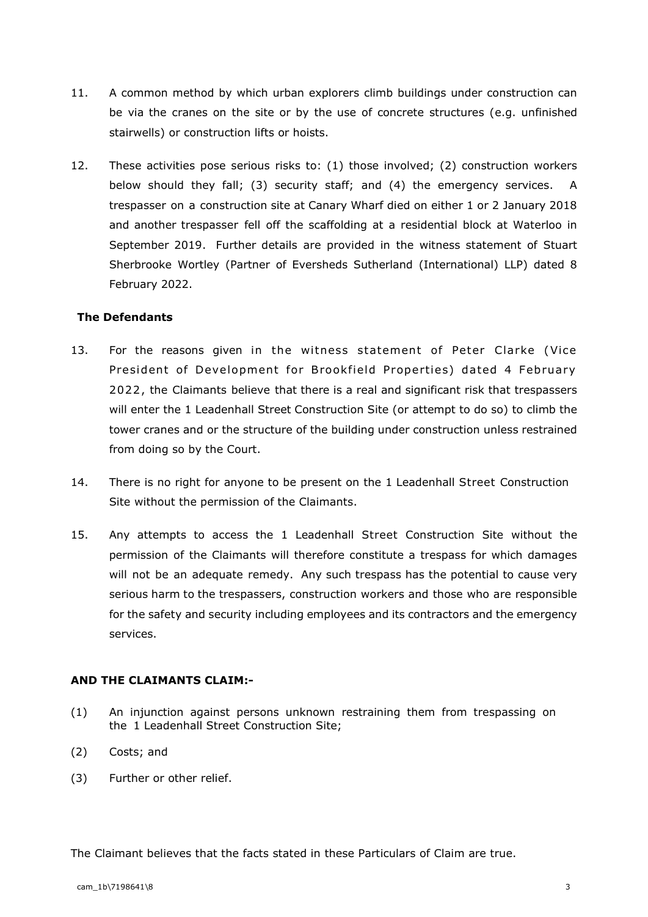11. A common method by which urban explorers climb buildings under construction can be via the cranes on the site or by the use of concrete structures (e.g. unfinished stairwells) or construction lifts or hoists.

12. These activities pose serious risks to: (1) those involved; (2) construction workers below should they fall; (3) security staff; and (4) the emergency services. A trespasser on a construction site at Canary Wharf died on either 1 or 2 January 2018 and another trespasser fell off the scaffolding at a residential block at Waterloo in September 2019. Further details are provided in the witness statement of Stuart Sherbrooke Wortley (Partner of Eversheds Sutherland (International) LLP) dated 8 February 2022.

**The Defendants**

13. For the reasons given in the witness statement of Peter Clarke (Vice President of Development for Brookfield Properties) dated 4 February 2022, the Claimants believe that there is a real and significant risk that trespassers will enter the 1 Leadenhall Street Construction Site (or attempt to do so) to climb the tower cranes and or the structure of the building under construction unless restrained from doing so by the Court.

14. There is no right for anyone to be present on the 1 Leadenhall Street Construction Site without the permission of the Claimants.

15. Any attempts to access the 1 Leadenhall Street Construction Site without the permission of the Claimants will therefore constitute a trespass for which damages will not be an adequate remedy. Any such trespass has the potential to cause very serious harm to the trespassers, construction workers and those who are responsible for the safety and security including employees and its contractors and the emergency services.

**AND THE CLAIMANTS CLAIM:-**

(1) An injunction against persons unknown restraining them from trespassing on the 1 Leadenhall Street Construction Site;

(2) Costs; and

(3) Further or other relief.

The Claimant believes that the facts stated in these Particulars of Claim are true.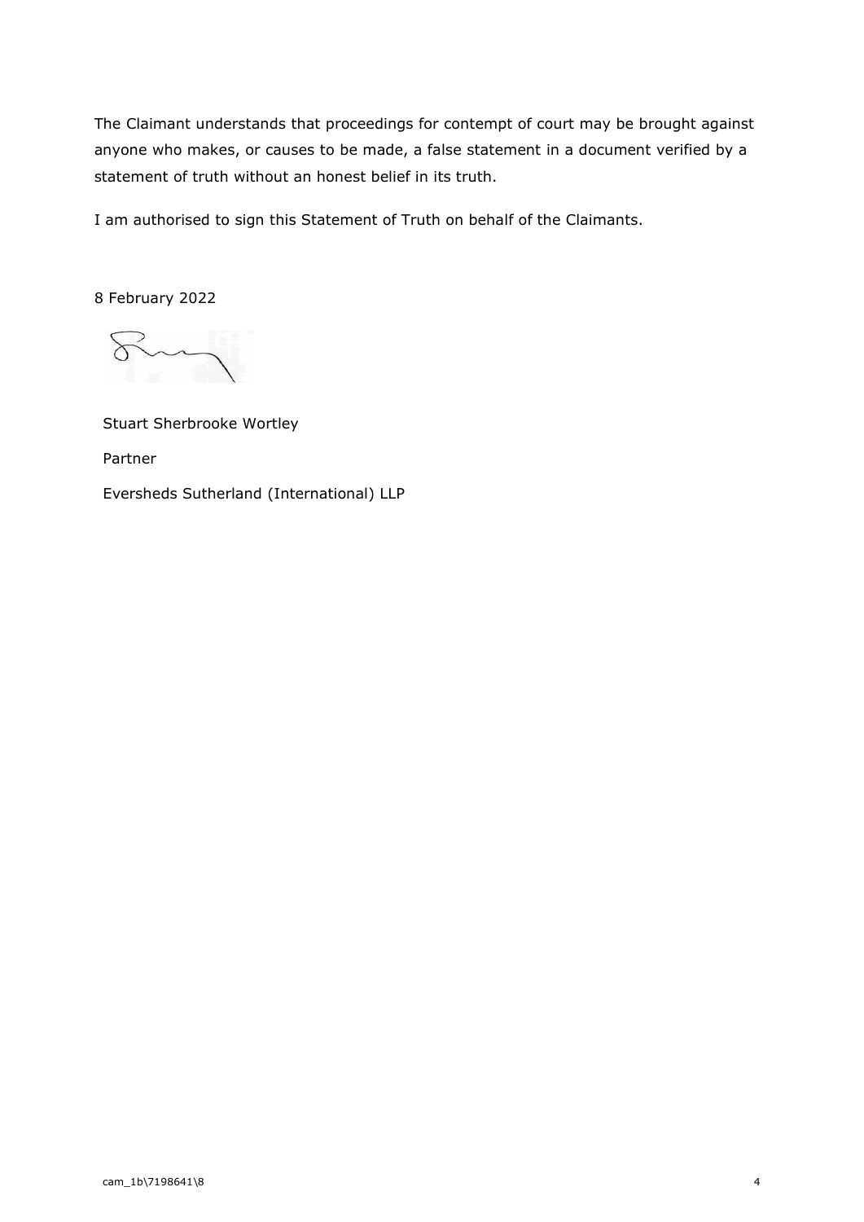The Claimant understands that proceedings for contempt of court may be brought against anyone who makes, or causes to be made, a false statement in a document verified by a statement of truth without an honest belief in its truth.

I am authorised to sign this Statement of Truth on behalf of the Claimants.

8 February 2022

Stuart Sherbrooke Wortley

Partner

Eversheds Sutherland (International) LLP

cam_1b\7198641\8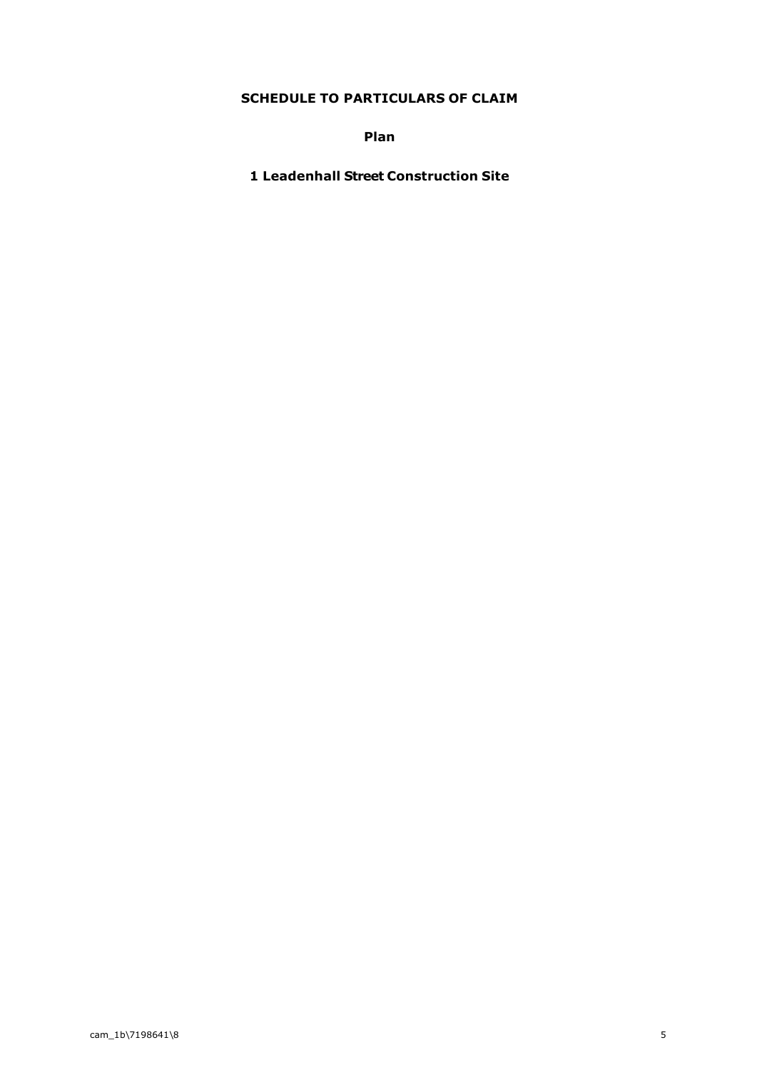**SCHEDULE TO PARTICULARS OF CLAIM**

**Plan**

**1 Leadenhall Street Construction Site**